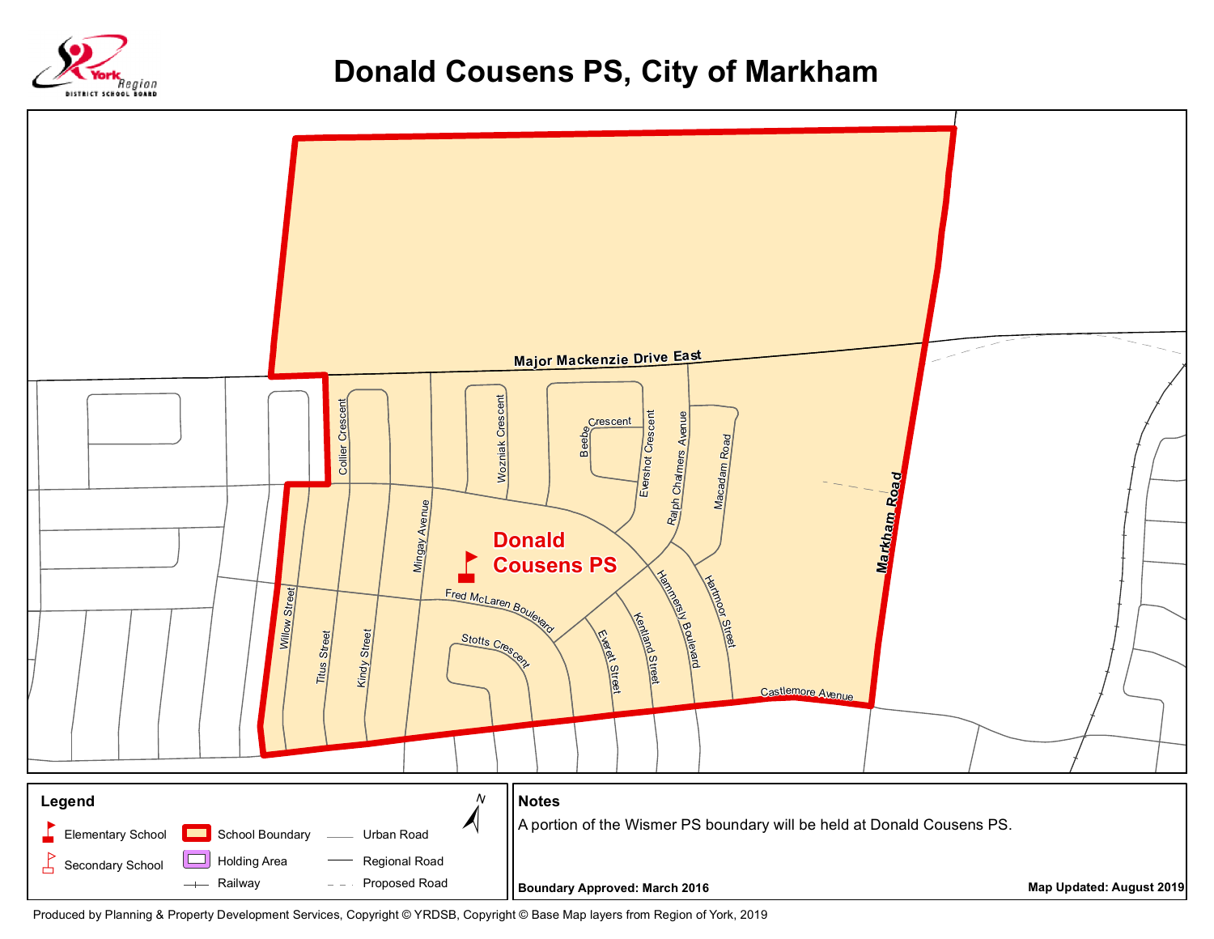# Donald Cousens PS, City of Markham

Major Mackenzie Drive East

Markham Road

Castlemore Avenue

Collier Crescent

Wozniak Crescent

Beebe Crescent

Evershot Crescent

Ralph Chalmers Avenue

Macadam Road

Mingay Avenue

Donald Cousens PS

Fred McLaren Boulevard

Hammersly Boulevard

Hartmoor Street

Willow Street

Titus Street

Kindy Street

Stotts Crescent

Everett Street

Kentland Street

## Legend

- Elementary School
- Secondary School
- School Boundary
- Holding Area
- Railway
- Urban Road
- Regional Road
- Proposed Road

N

## Notes

A portion of the Wismer PS boundary will be held at Donald Cousens PS.

**Boundary Approved: March 2016**

**Map Updated: August 2019**

Produced by Planning & Property Development Services, Copyright © YRDSB, Copyright © Base Map layers from Region of York, 2019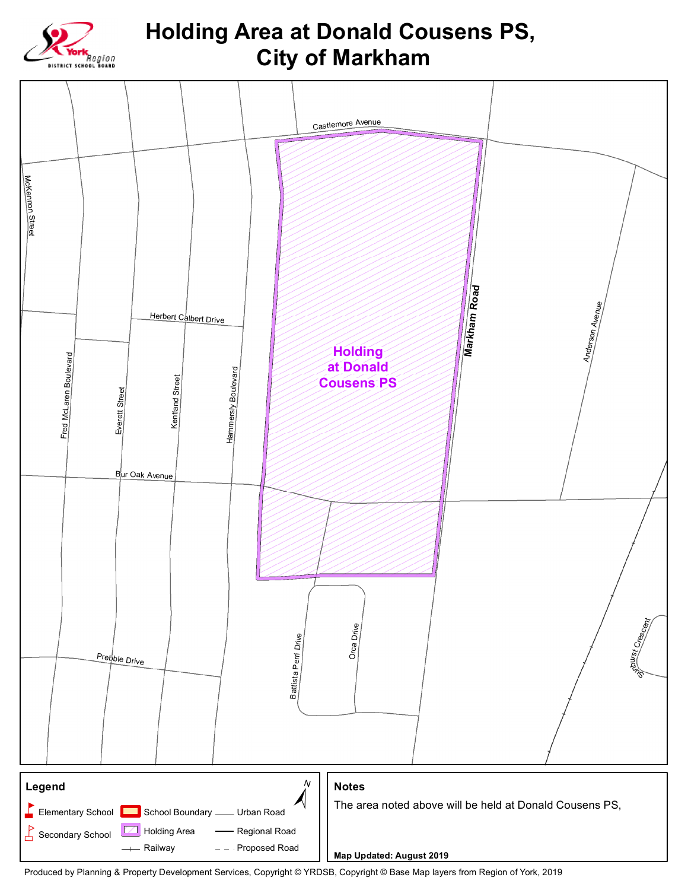# Holding Area at Donald Cousens PS, City of Markham

Castlemore Avenue
McKennon Street
Herbert Calbert Drive
Fred McLaren Boulevard
Everett Street
Kentland Street
Hammersly Boulevard
Markham Road
Anderson Avenue
Bur Oak Avenue
Prebble Drive
Battista Perri Drive
Orca Drive
Sunburst Crescent

Holding at Donald Cousens PS

**Legend**

- Elementary School
- Secondary School
- School Boundary
- Holding Area
- Railway
- Urban Road
- Regional Road
- Proposed Road

N

**Notes**

The area noted above will be held at Donald Cousens PS,

**Map Updated: August 2019**

Produced by Planning & Property Development Services, Copyright © YRDSB, Copyright © Base Map layers from Region of York, 2019